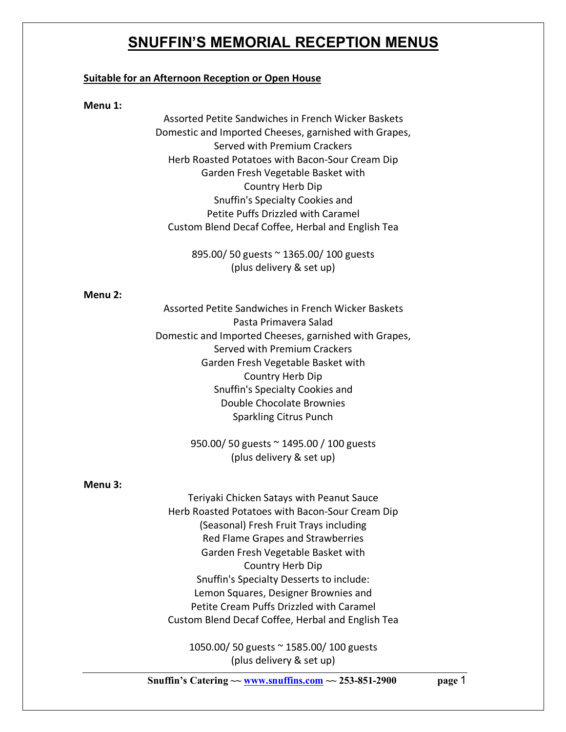# SNUFFIN'S MEMORIAL RECEPTION MENUS

**Suitable for an Afternoon Reception or Open House**

**Menu 1:**

Assorted Petite Sandwiches in French Wicker Baskets
Domestic and Imported Cheeses, garnished with Grapes,
Served with Premium Crackers
Herb Roasted Potatoes with Bacon-Sour Cream Dip
Garden Fresh Vegetable Basket with
Country Herb Dip
Snuffin's Specialty Cookies and
Petite Puffs Drizzled with Caramel
Custom Blend Decaf Coffee, Herbal and English Tea

895.00/ 50 guests ~ 1365.00/ 100 guests
(plus delivery & set up)

**Menu 2:**

Assorted Petite Sandwiches in French Wicker Baskets
Pasta Primavera Salad
Domestic and Imported Cheeses, garnished with Grapes,
Served with Premium Crackers
Garden Fresh Vegetable Basket with
Country Herb Dip
Snuffin's Specialty Cookies and
Double Chocolate Brownies
Sparkling Citrus Punch

950.00/ 50 guests ~ 1495.00 / 100 guests
(plus delivery & set up)

**Menu 3:**

Teriyaki Chicken Satays with Peanut Sauce
Herb Roasted Potatoes with Bacon-Sour Cream Dip
(Seasonal) Fresh Fruit Trays including
Red Flame Grapes and Strawberries
Garden Fresh Vegetable Basket with
Country Herb Dip
Snuffin's Specialty Desserts to include:
Lemon Squares, Designer Brownies and
Petite Cream Puffs Drizzled with Caramel
Custom Blend Decaf Coffee, Herbal and English Tea

1050.00/ 50 guests ~ 1585.00/ 100 guests
(plus delivery & set up)

**Snuffin's Catering ~~ www.snuffins.com ~~ 253-851-2900**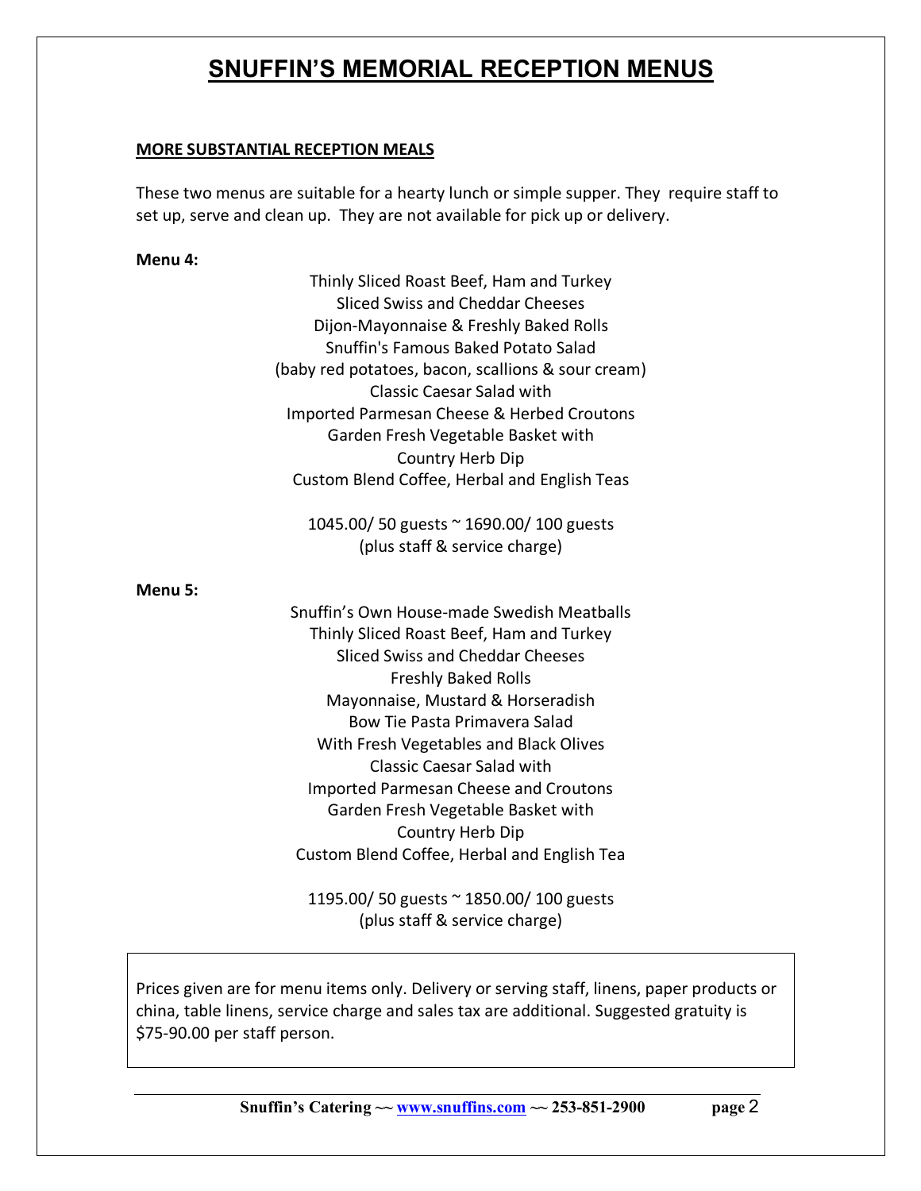# SNUFFIN'S MEMORIAL RECEPTION MENUS

## MORE SUBSTANTIAL RECEPTION MEALS

These two menus are suitable for a hearty lunch or simple supper. They require staff to set up, serve and clean up. They are not available for pick up or delivery.

**Menu 4:**

Thinly Sliced Roast Beef, Ham and Turkey
Sliced Swiss and Cheddar Cheeses
Dijon-Mayonnaise & Freshly Baked Rolls
Snuffin's Famous Baked Potato Salad
(baby red potatoes, bacon, scallions & sour cream)
Classic Caesar Salad with
Imported Parmesan Cheese & Herbed Croutons
Garden Fresh Vegetable Basket with
Country Herb Dip
Custom Blend Coffee, Herbal and English Teas

1045.00/ 50 guests ~ 1690.00/ 100 guests
(plus staff & service charge)

**Menu 5:**

Snuffin's Own House-made Swedish Meatballs
Thinly Sliced Roast Beef, Ham and Turkey
Sliced Swiss and Cheddar Cheeses
Freshly Baked Rolls
Mayonnaise, Mustard & Horseradish
Bow Tie Pasta Primavera Salad
With Fresh Vegetables and Black Olives
Classic Caesar Salad with
Imported Parmesan Cheese and Croutons
Garden Fresh Vegetable Basket with
Country Herb Dip
Custom Blend Coffee, Herbal and English Tea

1195.00/ 50 guests ~ 1850.00/ 100 guests
(plus staff & service charge)

Prices given are for menu items only. Delivery or serving staff, linens, paper products or china, table linens, service charge and sales tax are additional. Suggested gratuity is $75-90.00 per staff person.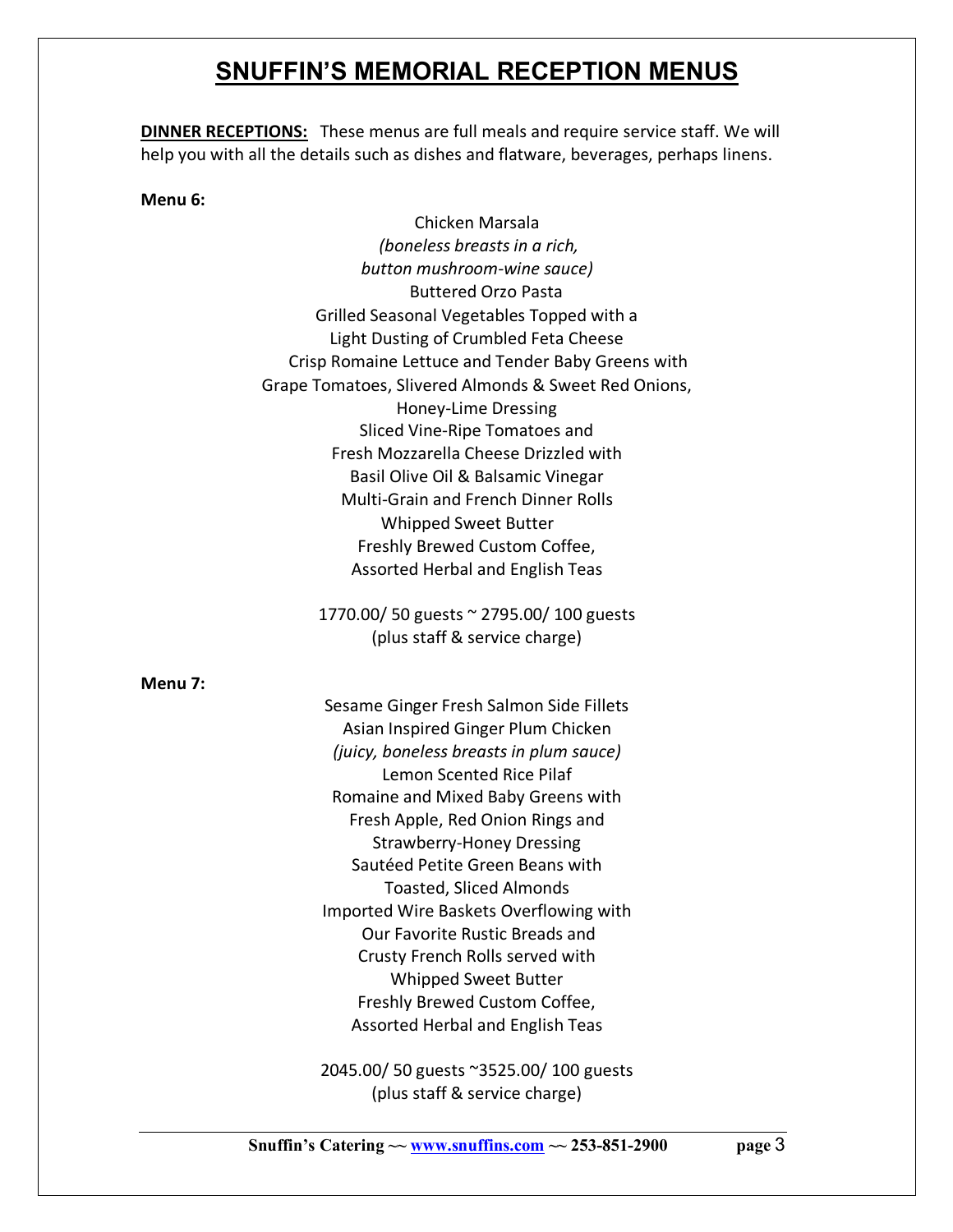# SNUFFIN'S MEMORIAL RECEPTION MENUS

**DINNER RECEPTIONS:** These menus are full meals and require service staff. We will help you with all the details such as dishes and flatware, beverages, perhaps linens.

**Menu 6:**

Chicken Marsala
*(boneless breasts in a rich, button mushroom-wine sauce)*
Buttered Orzo Pasta
Grilled Seasonal Vegetables Topped with a Light Dusting of Crumbled Feta Cheese
Crisp Romaine Lettuce and Tender Baby Greens with Grape Tomatoes, Slivered Almonds & Sweet Red Onions, Honey-Lime Dressing
Sliced Vine-Ripe Tomatoes and Fresh Mozzarella Cheese Drizzled with Basil Olive Oil & Balsamic Vinegar
Multi-Grain and French Dinner Rolls
Whipped Sweet Butter
Freshly Brewed Custom Coffee,
Assorted Herbal and English Teas

1770.00/ 50 guests ~ 2795.00/ 100 guests
(plus staff & service charge)

**Menu 7:**

Sesame Ginger Fresh Salmon Side Fillets
Asian Inspired Ginger Plum Chicken
*(juicy, boneless breasts in plum sauce)*
Lemon Scented Rice Pilaf
Romaine and Mixed Baby Greens with Fresh Apple, Red Onion Rings and Strawberry-Honey Dressing
Sautéed Petite Green Beans with Toasted, Sliced Almonds
Imported Wire Baskets Overflowing with Our Favorite Rustic Breads and Crusty French Rolls served with Whipped Sweet Butter
Freshly Brewed Custom Coffee,
Assorted Herbal and English Teas

2045.00/ 50 guests ~3525.00/ 100 guests
(plus staff & service charge)

**Snuffin's Catering ~~ www.snuffins.com ~~ 253-851-2900**